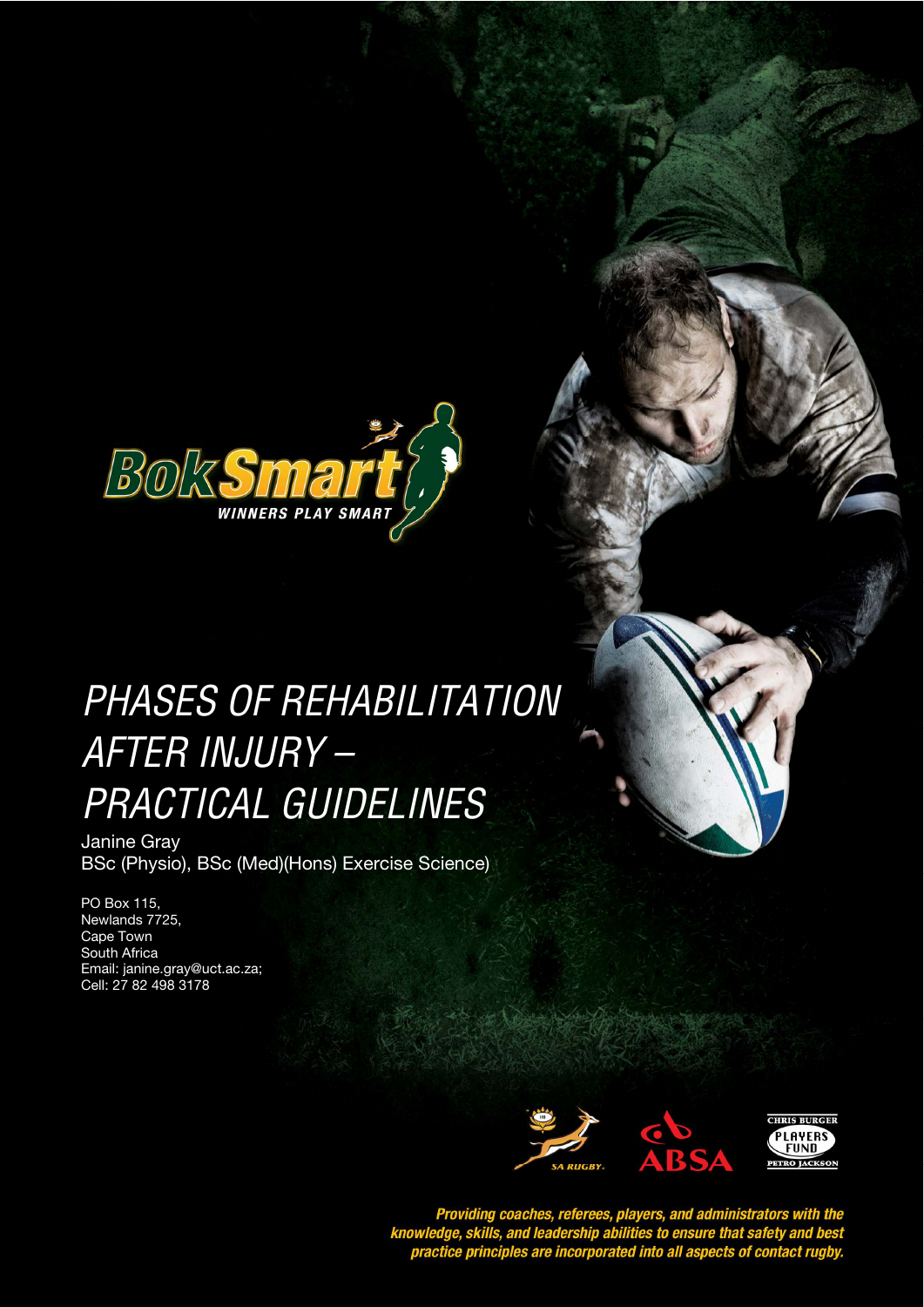BokSmart

WINNERS PLAY SMART

# PHASES OF REHABILITATION AFTER INJURY – PRACTICAL GUIDELINES

Janine Gray
BSc (Physio), BSc (Med)(Hons) Exercise Science)

PO Box 115,
Newlands 7725,
Cape Town
South Africa
Email: janine.gray@uct.ac.za;
Cell: 27 82 498 3178

SA RUGBY. ABSA. CHRIS BURGER PLAYERS FUND PETRO JACKSON

***Providing coaches, referees, players, and administrators with the knowledge, skills, and leadership abilities to ensure that safety and best practice principles are incorporated into all aspects of contact rugby.***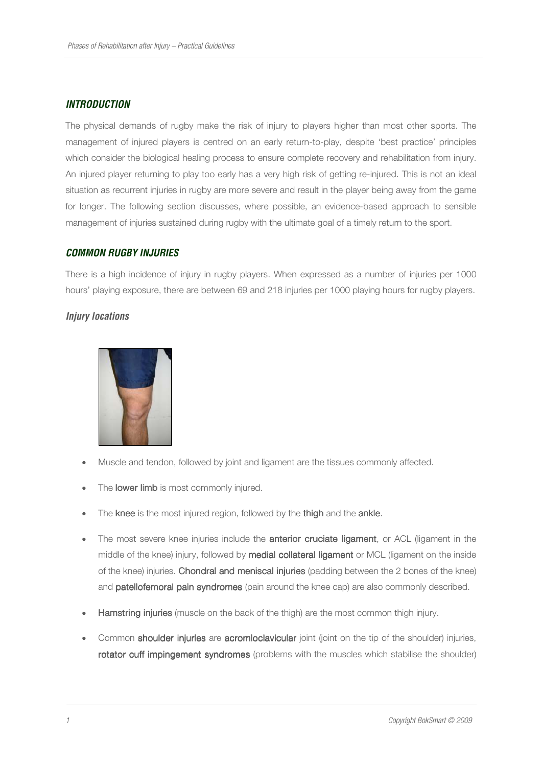## *INTRODUCTION*

The physical demands of rugby make the risk of injury to players higher than most other sports. The management of injured players is centred on an early return-to-play, despite 'best practice' principles which consider the biological healing process to ensure complete recovery and rehabilitation from injury. An injured player returning to play too early has a very high risk of getting re-injured. This is not an ideal situation as recurrent injuries in rugby are more severe and result in the player being away from the game for longer. The following section discusses, where possible, an evidence-based approach to sensible management of injuries sustained during rugby with the ultimate goal of a timely return to the sport.

## *COMMON RUGBY INJURIES*

There is a high incidence of injury in rugby players. When expressed as a number of injuries per 1000 hours' playing exposure, there are between 69 and 218 injuries per 1000 playing hours for rugby players.

### *Injury locations*

- Muscle and tendon, followed by joint and ligament are the tissues commonly affected.
- The **lower limb** is most commonly injured.
- The **knee** is the most injured region, followed by the **thigh** and the **ankle**.
- The most severe knee injuries include the **anterior cruciate ligament**, or ACL (ligament in the middle of the knee) injury, followed by **medial collateral ligament** or MCL (ligament on the inside of the knee) injuries. **Chondral and meniscal injuries** (padding between the 2 bones of the knee) and **patellofemoral pain syndromes** (pain around the knee cap) are also commonly described.
- **Hamstring injuries** (muscle on the back of the thigh) are the most common thigh injury.
- Common **shoulder injuries** are **acromioclavicular** joint (joint on the tip of the shoulder) injuries, **rotator cuff impingement syndromes** (problems with the muscles which stabilise the shoulder)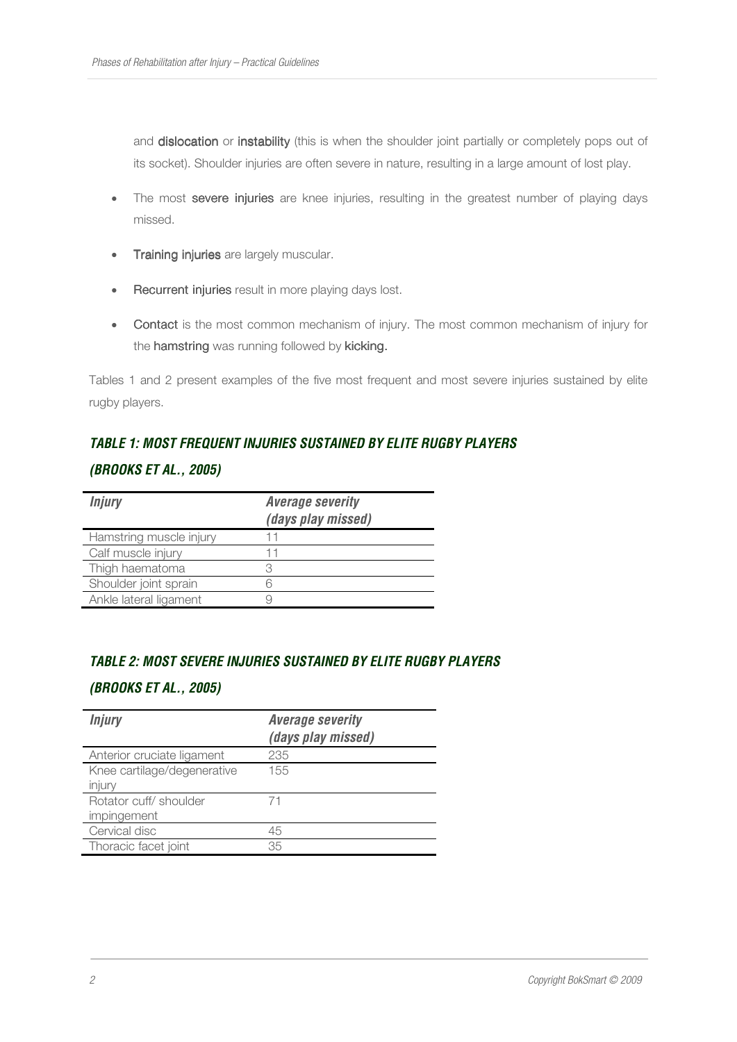and **dislocation** or **instability** (this is when the shoulder joint partially or completely pops out of its socket). Shoulder injuries are often severe in nature, resulting in a large amount of lost play.

- The most **severe injuries** are knee injuries, resulting in the greatest number of playing days missed.
- **Training injuries** are largely muscular.
- **Recurrent injuries** result in more playing days lost.
- **Contact** is the most common mechanism of injury. The most common mechanism of injury for the **hamstring** was running followed by **kicking.**

Tables 1 and 2 present examples of the five most frequent and most severe injuries sustained by elite rugby players.

### *TABLE 1: MOST FREQUENT INJURIES SUSTAINED BY ELITE RUGBY PLAYERS (BROOKS ET AL., 2005)*

| *Injury* | *Average severity (days play missed)* |
|---|---|
| Hamstring muscle injury | 11 |
| Calf muscle injury | 11 |
| Thigh haematoma | 3 |
| Shoulder joint sprain | 6 |
| Ankle lateral ligament | 9 |

### *TABLE 2: MOST SEVERE INJURIES SUSTAINED BY ELITE RUGBY PLAYERS (BROOKS ET AL., 2005)*

| *Injury* | *Average severity (days play missed)* |
|---|---|
| Anterior cruciate ligament | 235 |
| Knee cartilage/degenerative injury | 155 |
| Rotator cuff/ shoulder impingement | 71 |
| Cervical disc | 45 |
| Thoracic facet joint | 35 |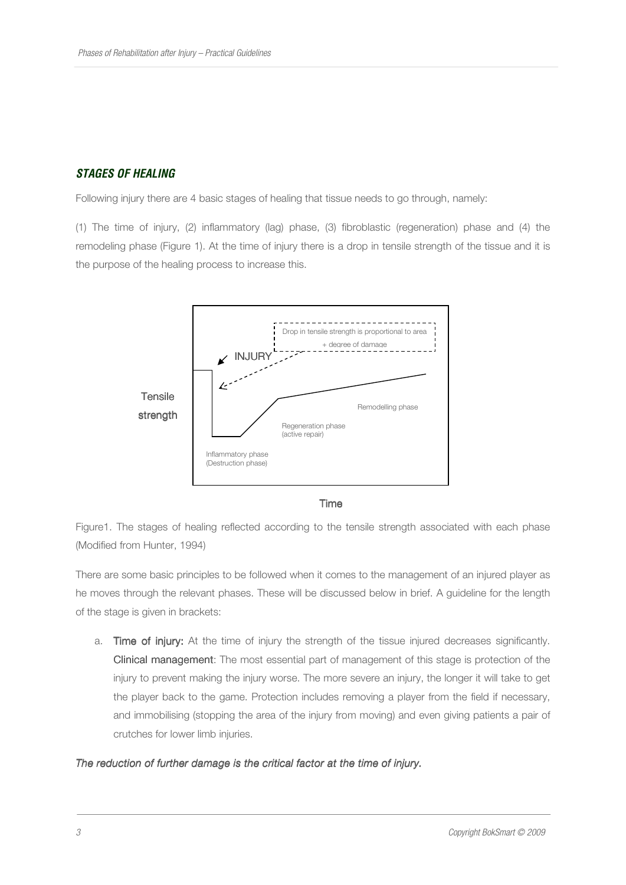### *STAGES OF HEALING*

Following injury there are 4 basic stages of healing that tissue needs to go through, namely:

(1) The time of injury, (2) inflammatory (lag) phase, (3) fibroblastic (regeneration) phase and (4) the remodeling phase (Figure 1). At the time of injury there is a drop in tensile strength of the tissue and it is the purpose of the healing process to increase this.

Figure1. The stages of healing reflected according to the tensile strength associated with each phase (Modified from Hunter, 1994)

There are some basic principles to be followed when it comes to the management of an injured player as he moves through the relevant phases. These will be discussed below in brief. A guideline for the length of the stage is given in brackets:

a. **Time of injury:** At the time of injury the strength of the tissue injured decreases significantly. **Clinical management**: The most essential part of management of this stage is protection of the injury to prevent making the injury worse. The more severe an injury, the longer it will take to get the player back to the game. Protection includes removing a player from the field if necessary, and immobilising (stopping the area of the injury from moving) and even giving patients a pair of crutches for lower limb injuries.

*The reduction of further damage is the critical factor at the time of injury.*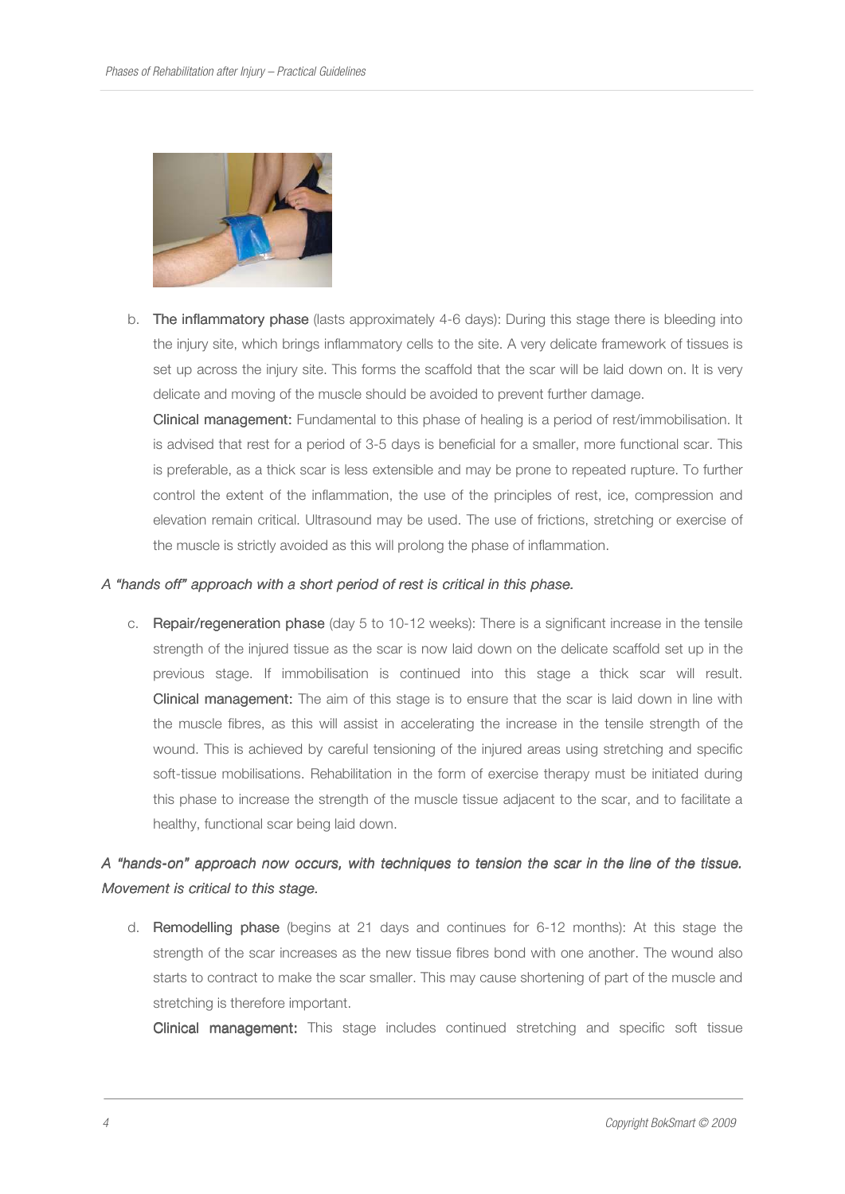b. **The inflammatory phase** (lasts approximately 4-6 days): During this stage there is bleeding into the injury site, which brings inflammatory cells to the site. A very delicate framework of tissues is set up across the injury site. This forms the scaffold that the scar will be laid down on. It is very delicate and moving of the muscle should be avoided to prevent further damage.

   **Clinical management:** Fundamental to this phase of healing is a period of rest/immobilisation. It is advised that rest for a period of 3-5 days is beneficial for a smaller, more functional scar. This is preferable, as a thick scar is less extensible and may be prone to repeated rupture. To further control the extent of the inflammation, the use of the principles of rest, ice, compression and elevation remain critical. Ultrasound may be used. The use of frictions, stretching or exercise of the muscle is strictly avoided as this will prolong the phase of inflammation.

*A "hands off" approach with a short period of rest is critical in this phase.*

c. **Repair/regeneration phase** (day 5 to 10-12 weeks): There is a significant increase in the tensile strength of the injured tissue as the scar is now laid down on the delicate scaffold set up in the previous stage. If immobilisation is continued into this stage a thick scar will result. **Clinical management:** The aim of this stage is to ensure that the scar is laid down in line with the muscle fibres, as this will assist in accelerating the increase in the tensile strength of the wound. This is achieved by careful tensioning of the injured areas using stretching and specific soft-tissue mobilisations. Rehabilitation in the form of exercise therapy must be initiated during this phase to increase the strength of the muscle tissue adjacent to the scar, and to facilitate a healthy, functional scar being laid down.

*A "hands-on" approach now occurs, with techniques to tension the scar in the line of the tissue. Movement is critical to this stage.*

d. **Remodelling phase** (begins at 21 days and continues for 6-12 months): At this stage the strength of the scar increases as the new tissue fibres bond with one another. The wound also starts to contract to make the scar smaller. This may cause shortening of part of the muscle and stretching is therefore important.

   **Clinical management:** This stage includes continued stretching and specific soft tissue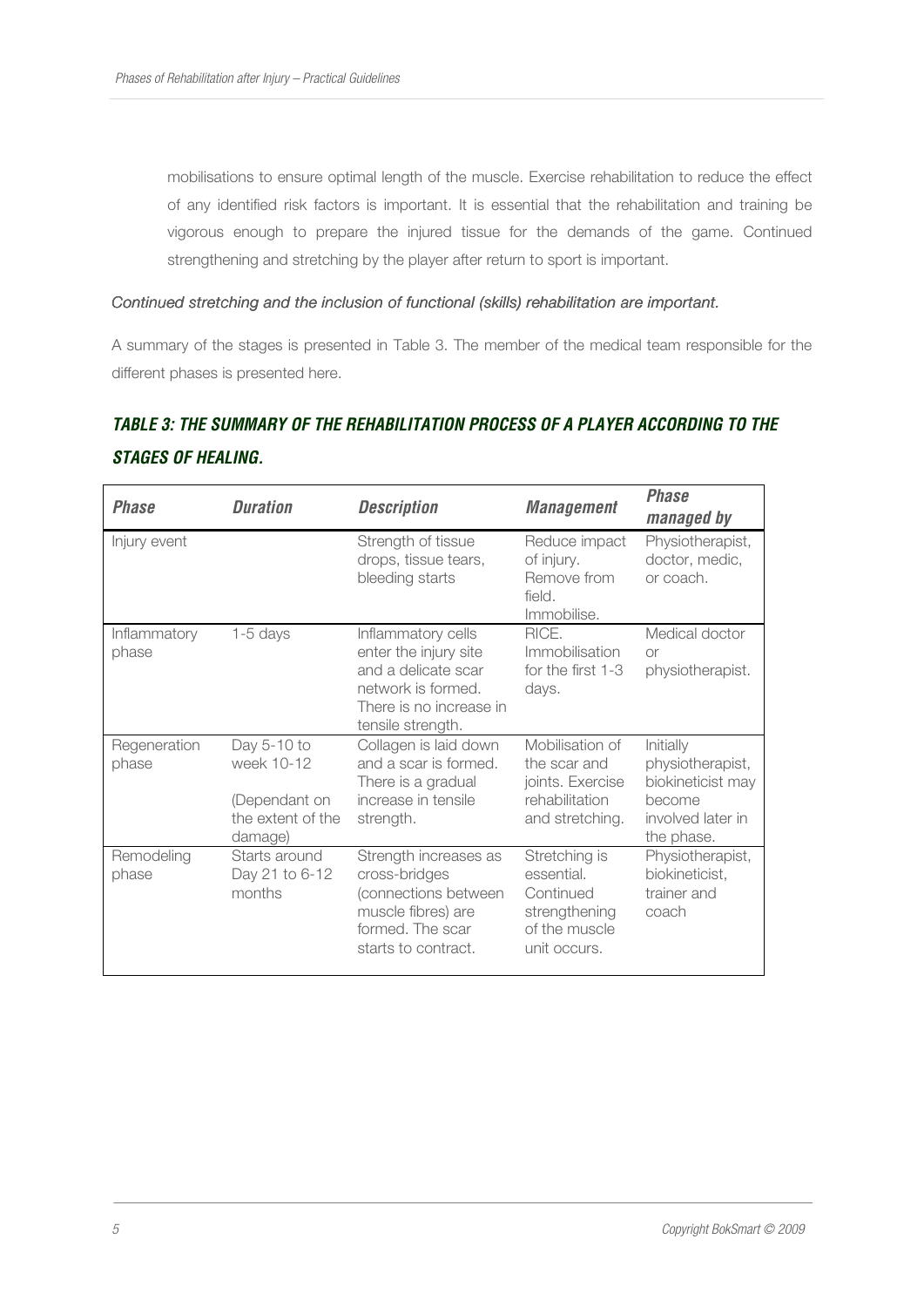mobilisations to ensure optimal length of the muscle. Exercise rehabilitation to reduce the effect of any identified risk factors is important. It is essential that the rehabilitation and training be vigorous enough to prepare the injured tissue for the demands of the game. Continued strengthening and stretching by the player after return to sport is important.

*Continued stretching and the inclusion of functional (skills) rehabilitation are important.*

A summary of the stages is presented in Table 3. The member of the medical team responsible for the different phases is presented here.

### *TABLE 3: THE SUMMARY OF THE REHABILITATION PROCESS OF A PLAYER ACCORDING TO THE STAGES OF HEALING.*

| *Phase* | *Duration* | *Description* | *Management* | *Phase managed by* |
|---|---|---|---|---|
| Injury event | | Strength of tissue drops, tissue tears, bleeding starts | Reduce impact of injury. Remove from field. Immobilise. | Physiotherapist, doctor, medic, or coach. |
| Inflammatory phase | 1-5 days | Inflammatory cells enter the injury site and a delicate scar network is formed. There is no increase in tensile strength. | RICE. Immobilisation for the first 1-3 days. | Medical doctor or physiotherapist. |
| Regeneration phase | Day 5-10 to week 10-12 (Dependant on the extent of the damage) | Collagen is laid down and a scar is formed. There is a gradual increase in tensile strength. | Mobilisation of the scar and joints. Exercise rehabilitation and stretching. | Initially physiotherapist, biokineticist may become involved later in the phase. |
| Remodeling phase | Starts around Day 21 to 6-12 months | Strength increases as cross-bridges (connections between muscle fibres) are formed. The scar starts to contract. | Stretching is essential. Continued strengthening of the muscle unit occurs. | Physiotherapist, biokineticist, trainer and coach |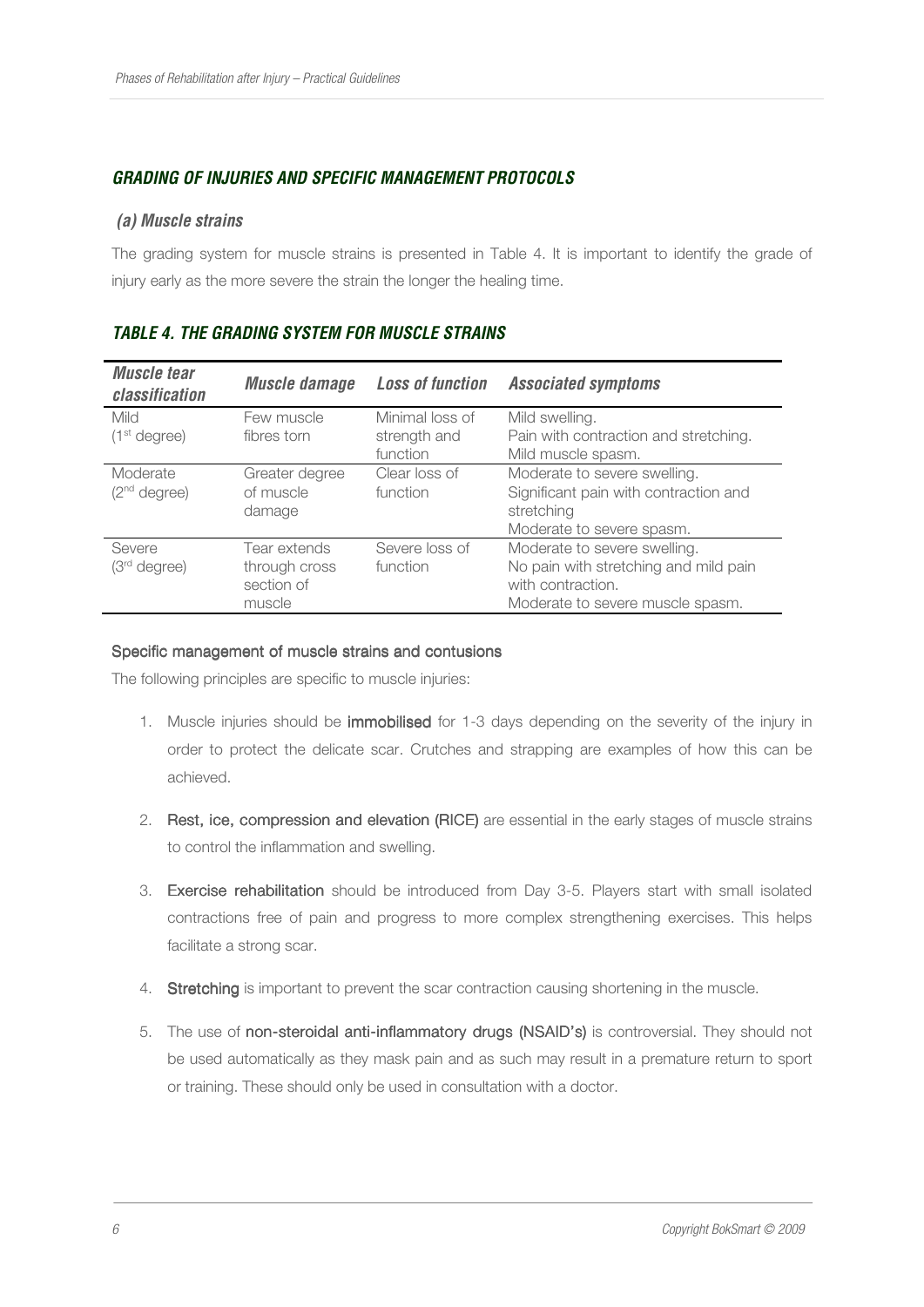## *GRADING OF INJURIES AND SPECIFIC MANAGEMENT PROTOCOLS*

### *(a) Muscle strains*

The grading system for muscle strains is presented in Table 4. It is important to identify the grade of injury early as the more severe the strain the longer the healing time.

### *TABLE 4. THE GRADING SYSTEM FOR MUSCLE STRAINS*

| *Muscle tear classification* | *Muscle damage* | *Loss of function* | *Associated symptoms* |
|---|---|---|---|
| Mild (1st degree) | Few muscle fibres torn | Minimal loss of strength and function | Mild swelling. Pain with contraction and stretching. Mild muscle spasm. |
| Moderate (2nd degree) | Greater degree of muscle damage | Clear loss of function | Moderate to severe swelling. Significant pain with contraction and stretching Moderate to severe spasm. |
| Severe (3rd degree) | Tear extends through cross section of muscle | Severe loss of function | Moderate to severe swelling. No pain with stretching and mild pain with contraction. Moderate to severe muscle spasm. |

#### Specific management of muscle strains and contusions

The following principles are specific to muscle injuries:

1. Muscle injuries should be **immobilised** for 1-3 days depending on the severity of the injury in order to protect the delicate scar. Crutches and strapping are examples of how this can be achieved.

2. **Rest, ice, compression and elevation (RICE)** are essential in the early stages of muscle strains to control the inflammation and swelling.

3. **Exercise rehabilitation** should be introduced from Day 3-5. Players start with small isolated contractions free of pain and progress to more complex strengthening exercises. This helps facilitate a strong scar.

4. **Stretching** is important to prevent the scar contraction causing shortening in the muscle.

5. The use of **non-steroidal anti-inflammatory drugs (NSAID's)** is controversial. They should not be used automatically as they mask pain and as such may result in a premature return to sport or training. These should only be used in consultation with a doctor.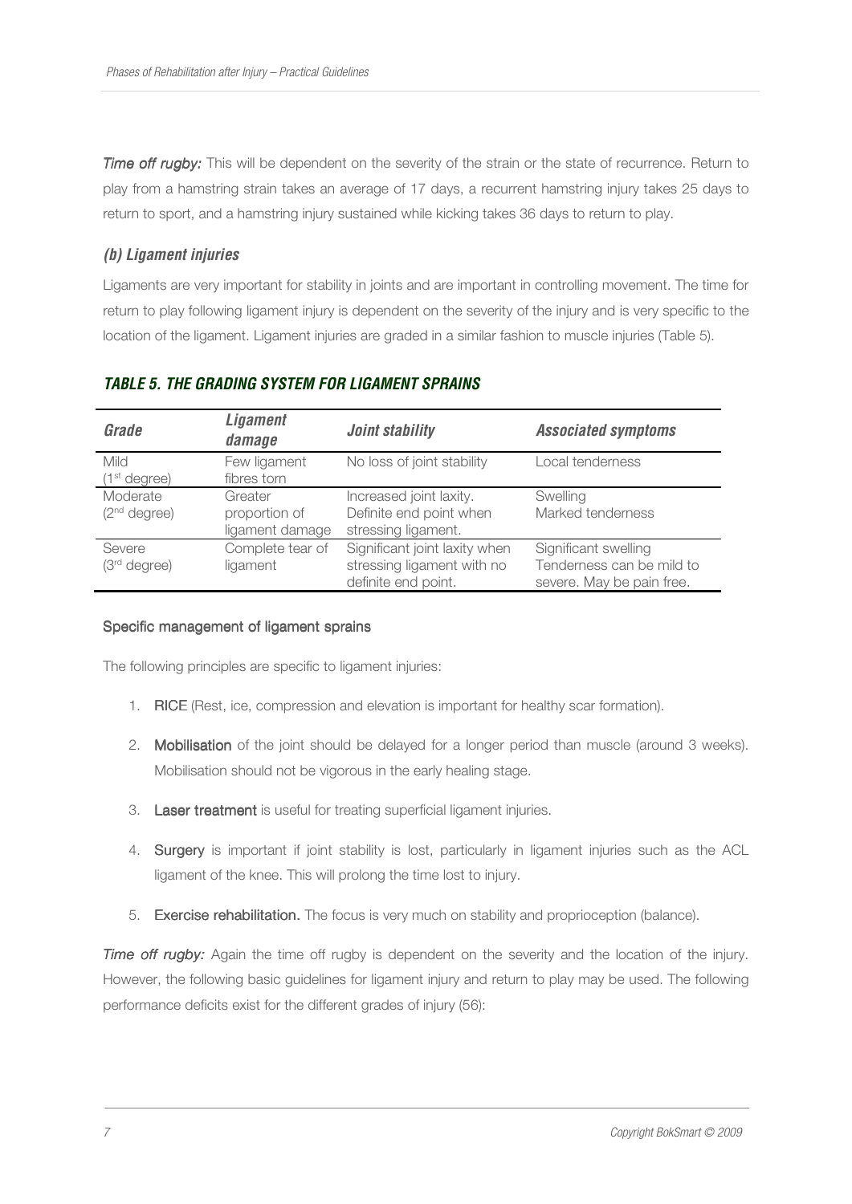*Time off rugby:* This will be dependent on the severity of the strain or the state of recurrence. Return to play from a hamstring strain takes an average of 17 days, a recurrent hamstring injury takes 25 days to return to sport, and a hamstring injury sustained while kicking takes 36 days to return to play.

### *(b) Ligament injuries*

Ligaments are very important for stability in joints and are important in controlling movement. The time for return to play following ligament injury is dependent on the severity of the injury and is very specific to the location of the ligament. Ligament injuries are graded in a similar fashion to muscle injuries (Table 5).

### *TABLE 5. THE GRADING SYSTEM FOR LIGAMENT SPRAINS*

| *Grade* | *Ligament damage* | *Joint stability* | *Associated symptoms* |
|---|---|---|---|
| Mild (1st degree) | Few ligament fibres torn | No loss of joint stability | Local tenderness |
| Moderate (2nd degree) | Greater proportion of ligament damage | Increased joint laxity. Definite end point when stressing ligament. | Swelling<br>Marked tenderness |
| Severe (3rd degree) | Complete tear of ligament | Significant joint laxity when stressing ligament with no definite end point. | Significant swelling<br>Tenderness can be mild to severe. May be pain free. |

#### Specific management of ligament sprains

The following principles are specific to ligament injuries:

1. **RICE** (Rest, ice, compression and elevation is important for healthy scar formation).
2. **Mobilisation** of the joint should be delayed for a longer period than muscle (around 3 weeks). Mobilisation should not be vigorous in the early healing stage.
3. **Laser treatment** is useful for treating superficial ligament injuries.
4. **Surgery** is important if joint stability is lost, particularly in ligament injuries such as the ACL ligament of the knee. This will prolong the time lost to injury.
5. **Exercise rehabilitation.** The focus is very much on stability and proprioception (balance).

*Time off rugby:* Again the time off rugby is dependent on the severity and the location of the injury. However, the following basic guidelines for ligament injury and return to play may be used. The following performance deficits exist for the different grades of injury (56):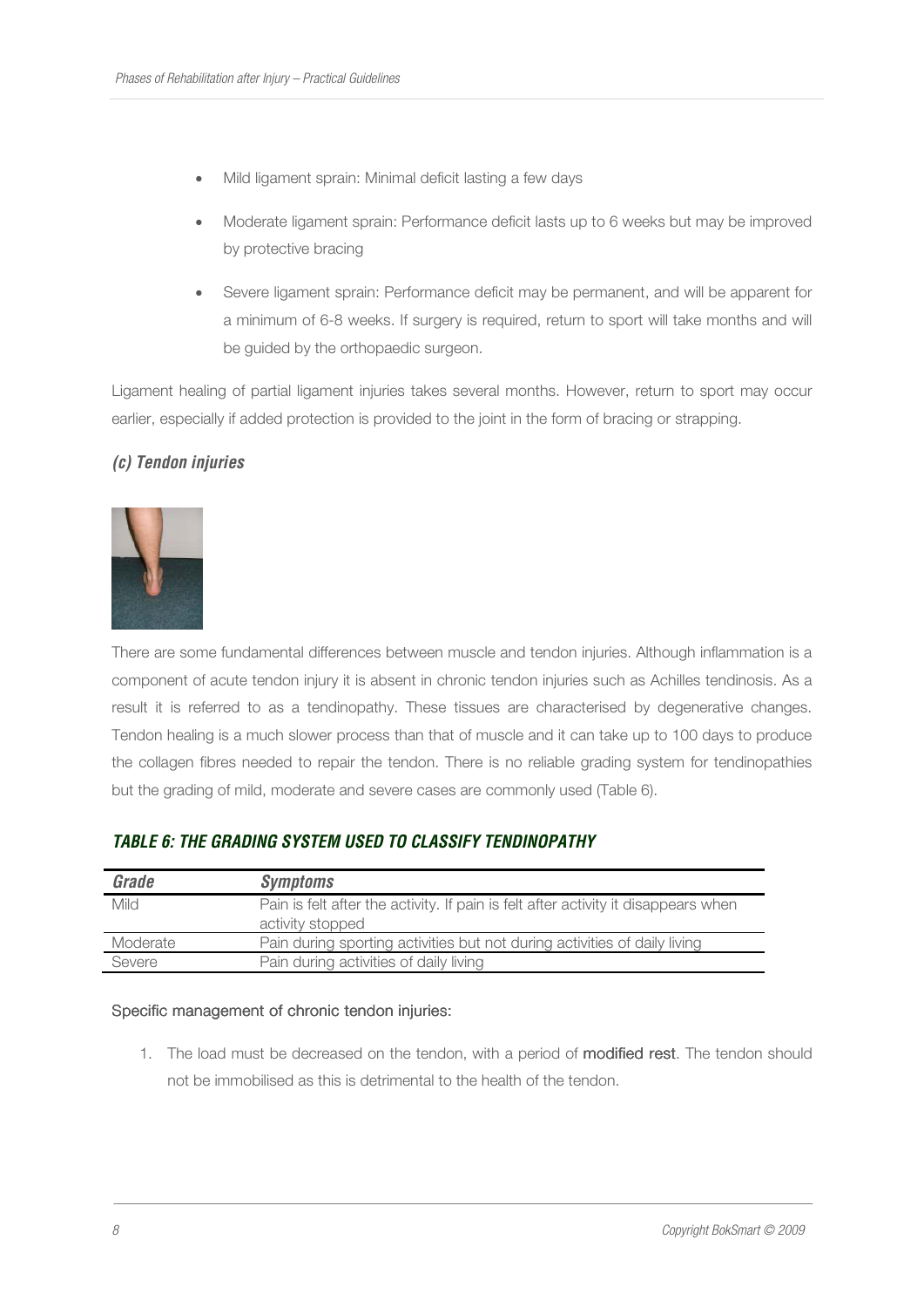- Mild ligament sprain: Minimal deficit lasting a few days
- Moderate ligament sprain: Performance deficit lasts up to 6 weeks but may be improved by protective bracing
- Severe ligament sprain: Performance deficit may be permanent, and will be apparent for a minimum of 6-8 weeks. If surgery is required, return to sport will take months and will be guided by the orthopaedic surgeon.

Ligament healing of partial ligament injuries takes several months. However, return to sport may occur earlier, especially if added protection is provided to the joint in the form of bracing or strapping.

### *(c) Tendon injuries*

There are some fundamental differences between muscle and tendon injuries. Although inflammation is a component of acute tendon injury it is absent in chronic tendon injuries such as Achilles tendinosis. As a result it is referred to as a tendinopathy. These tissues are characterised by degenerative changes. Tendon healing is a much slower process than that of muscle and it can take up to 100 days to produce the collagen fibres needed to repair the tendon. There is no reliable grading system for tendinopathies but the grading of mild, moderate and severe cases are commonly used (Table 6).

### *TABLE 6: THE GRADING SYSTEM USED TO CLASSIFY TENDINOPATHY*

| *Grade* | *Symptoms* |
|---|---|
| Mild | Pain is felt after the activity. If pain is felt after activity it disappears when activity stopped |
| Moderate | Pain during sporting activities but not during activities of daily living |
| Severe | Pain during activities of daily living |

Specific management of chronic tendon injuries:

1. The load must be decreased on the tendon, with a period of **modified rest**. The tendon should not be immobilised as this is detrimental to the health of the tendon.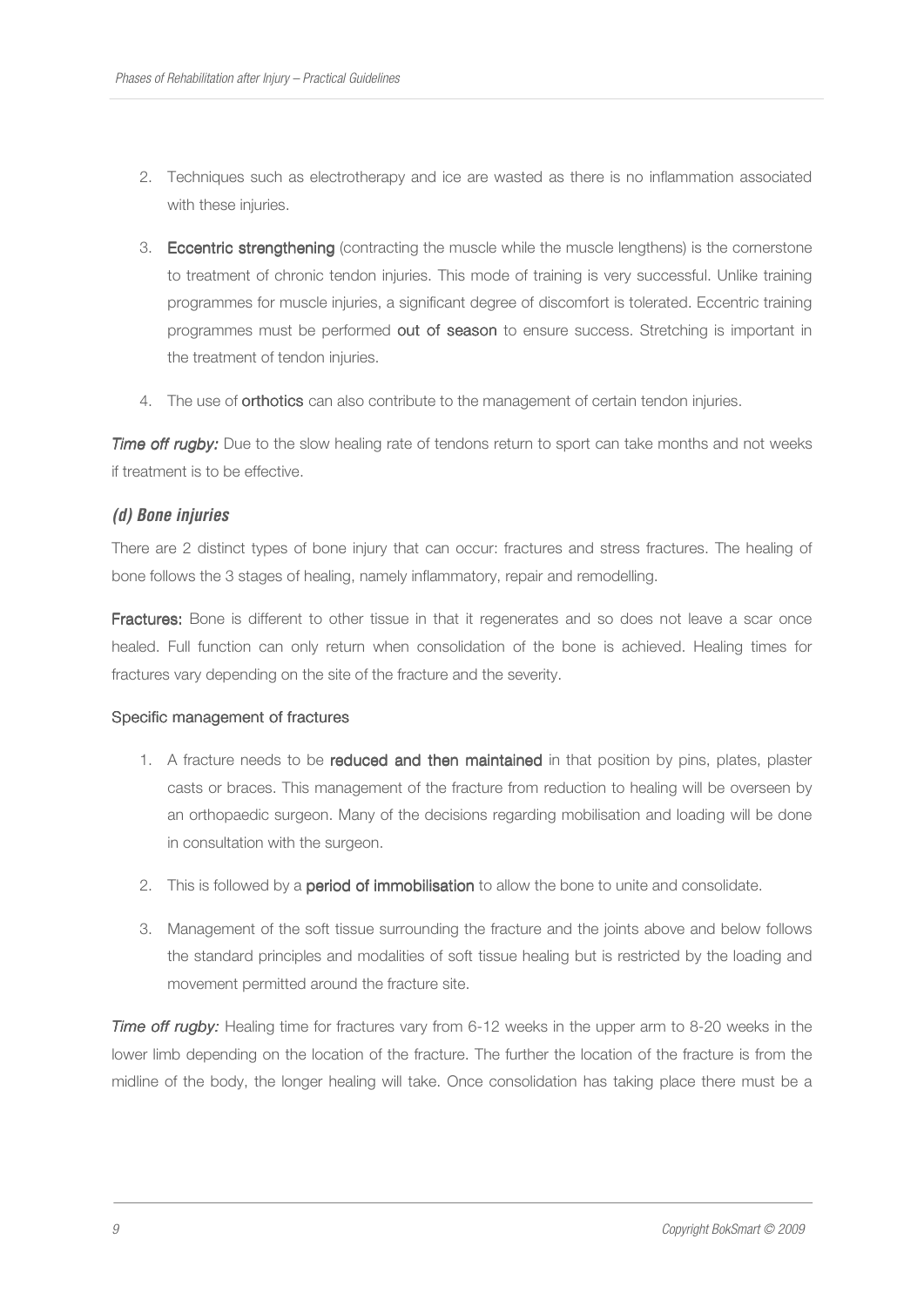2. Techniques such as electrotherapy and ice are wasted as there is no inflammation associated with these injuries.

3. **Eccentric strengthening** (contracting the muscle while the muscle lengthens) is the cornerstone to treatment of chronic tendon injuries. This mode of training is very successful. Unlike training programmes for muscle injuries, a significant degree of discomfort is tolerated. Eccentric training programmes must be performed **out of season** to ensure success. Stretching is important in the treatment of tendon injuries.

4. The use of **orthotics** can also contribute to the management of certain tendon injuries.

***Time off rugby:*** Due to the slow healing rate of tendons return to sport can take months and not weeks if treatment is to be effective.

### *(d) Bone injuries*

There are 2 distinct types of bone injury that can occur: fractures and stress fractures. The healing of bone follows the 3 stages of healing, namely inflammatory, repair and remodelling.

**Fractures:** Bone is different to other tissue in that it regenerates and so does not leave a scar once healed. Full function can only return when consolidation of the bone is achieved. Healing times for fractures vary depending on the site of the fracture and the severity.

Specific management of fractures

1. A fracture needs to be **reduced and then maintained** in that position by pins, plates, plaster casts or braces. This management of the fracture from reduction to healing will be overseen by an orthopaedic surgeon. Many of the decisions regarding mobilisation and loading will be done in consultation with the surgeon.

2. This is followed by a **period of immobilisation** to allow the bone to unite and consolidate.

3. Management of the soft tissue surrounding the fracture and the joints above and below follows the standard principles and modalities of soft tissue healing but is restricted by the loading and movement permitted around the fracture site.

***Time off rugby:*** Healing time for fractures vary from 6-12 weeks in the upper arm to 8-20 weeks in the lower limb depending on the location of the fracture. The further the location of the fracture is from the midline of the body, the longer healing will take. Once consolidation has taking place there must be a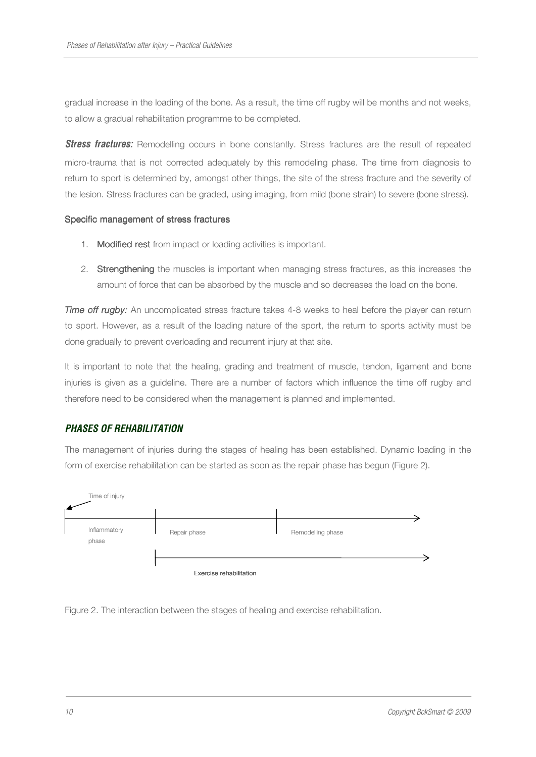gradual increase in the loading of the bone. As a result, the time off rugby will be months and not weeks, to allow a gradual rehabilitation programme to be completed.

***Stress fractures:*** Remodelling occurs in bone constantly. Stress fractures are the result of repeated micro-trauma that is not corrected adequately by this remodeling phase. The time from diagnosis to return to sport is determined by, amongst other things, the site of the stress fracture and the severity of the lesion. Stress fractures can be graded, using imaging, from mild (bone strain) to severe (bone stress).

#### Specific management of stress fractures

1. **Modified rest** from impact or loading activities is important.
2. **Strengthening** the muscles is important when managing stress fractures, as this increases the amount of force that can be absorbed by the muscle and so decreases the load on the bone.

*Time off rugby:* An uncomplicated stress fracture takes 4-8 weeks to heal before the player can return to sport. However, as a result of the loading nature of the sport, the return to sports activity must be done gradually to prevent overloading and recurrent injury at that site.

It is important to note that the healing, grading and treatment of muscle, tendon, ligament and bone injuries is given as a guideline. There are a number of factors which influence the time off rugby and therefore need to be considered when the management is planned and implemented.

## PHASES OF REHABILITATION

The management of injuries during the stages of healing has been established. Dynamic loading in the form of exercise rehabilitation can be started as soon as the repair phase has begun (Figure 2).

Time of injury

Inflammatory phase | Repair phase | Remodelling phase

Exercise rehabilitation

Figure 2. The interaction between the stages of healing and exercise rehabilitation.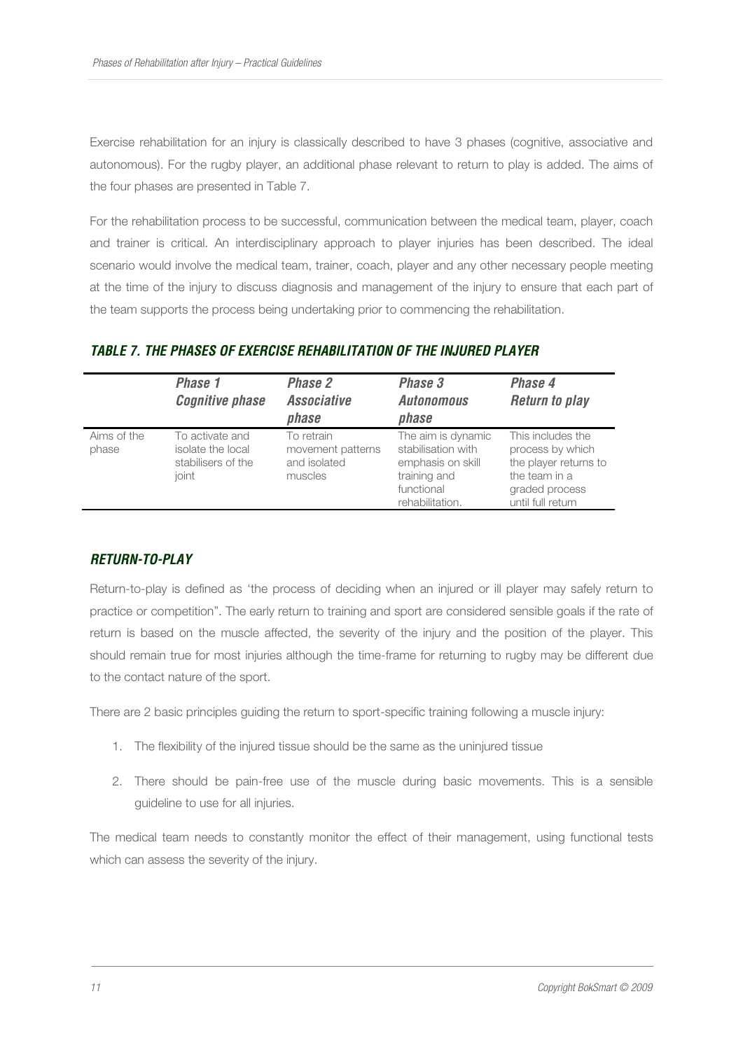Exercise rehabilitation for an injury is classically described to have 3 phases (cognitive, associative and autonomous). For the rugby player, an additional phase relevant to return to play is added. The aims of the four phases are presented in Table 7.

For the rehabilitation process to be successful, communication between the medical team, player, coach and trainer is critical. An interdisciplinary approach to player injuries has been described. The ideal scenario would involve the medical team, trainer, coach, player and any other necessary people meeting at the time of the injury to discuss diagnosis and management of the injury to ensure that each part of the team supports the process being undertaking prior to commencing the rehabilitation.

### *TABLE 7. THE PHASES OF EXERCISE REHABILITATION OF THE INJURED PLAYER*

| | *Phase 1 Cognitive phase* | *Phase 2 Associative phase* | *Phase 3 Autonomous phase* | *Phase 4 Return to play* |
|---|---|---|---|---|
| Aims of the phase | To activate and isolate the local stabilisers of the joint | To retrain movement patterns and isolated muscles | The aim is dynamic stabilisation with emphasis on skill training and functional rehabilitation. | This includes the process by which the player returns to the team in a graded process until full return |

### *RETURN-TO-PLAY*

Return-to-play is defined as 'the process of deciding when an injured or ill player may safely return to practice or competition". The early return to training and sport are considered sensible goals if the rate of return is based on the muscle affected, the severity of the injury and the position of the player. This should remain true for most injuries although the time-frame for returning to rugby may be different due to the contact nature of the sport.

There are 2 basic principles guiding the return to sport-specific training following a muscle injury:

1. The flexibility of the injured tissue should be the same as the uninjured tissue
2. There should be pain-free use of the muscle during basic movements. This is a sensible guideline to use for all injuries.

The medical team needs to constantly monitor the effect of their management, using functional tests which can assess the severity of the injury.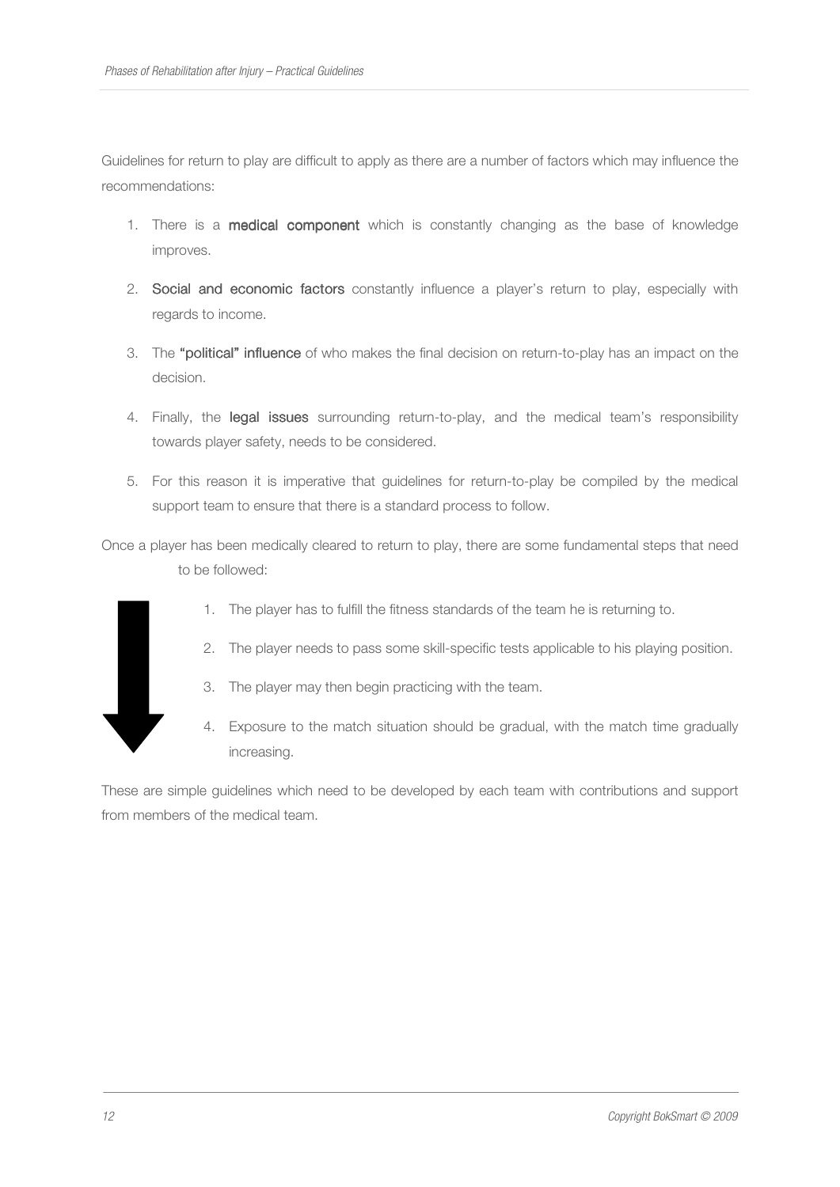Guidelines for return to play are difficult to apply as there are a number of factors which may influence the recommendations:

1. There is a **medical component** which is constantly changing as the base of knowledge improves.
2. **Social and economic factors** constantly influence a player's return to play, especially with regards to income.
3. The **"political" influence** of who makes the final decision on return-to-play has an impact on the decision.
4. Finally, the **legal issues** surrounding return-to-play, and the medical team's responsibility towards player safety, needs to be considered.
5. For this reason it is imperative that guidelines for return-to-play be compiled by the medical support team to ensure that there is a standard process to follow.

Once a player has been medically cleared to return to play, there are some fundamental steps that need to be followed:

1. The player has to fulfill the fitness standards of the team he is returning to.
2. The player needs to pass some skill-specific tests applicable to his playing position.
3. The player may then begin practicing with the team.
4. Exposure to the match situation should be gradual, with the match time gradually increasing.

These are simple guidelines which need to be developed by each team with contributions and support from members of the medical team.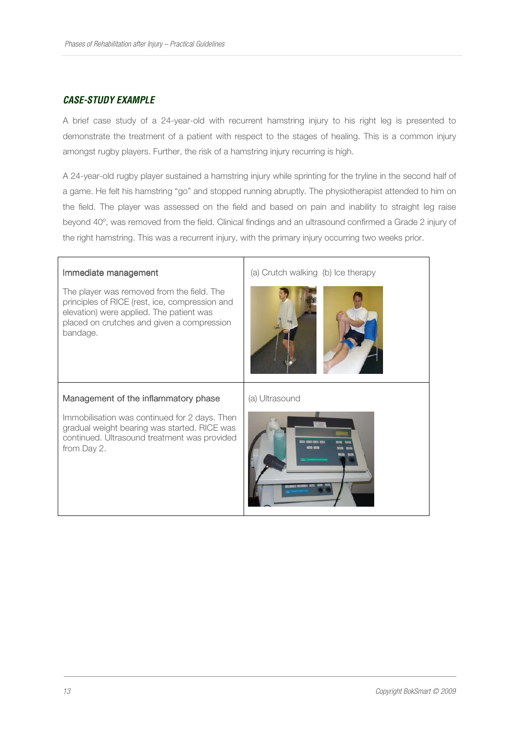### *CASE-STUDY EXAMPLE*

A brief case study of a 24-year-old with recurrent hamstring injury to his right leg is presented to demonstrate the treatment of a patient with respect to the stages of healing. This is a common injury amongst rugby players. Further, the risk of a hamstring injury recurring is high.

A 24-year-old rugby player sustained a hamstring injury while sprinting for the tryline in the second half of a game. He felt his hamstring "go" and stopped running abruptly. The physiotherapist attended to him on the field. The player was assessed on the field and based on pain and inability to straight leg raise beyond 40º, was removed from the field. Clinical findings and an ultrasound confirmed a Grade 2 injury of the right hamstring. This was a recurrent injury, with the primary injury occurring two weeks prior.

| | |
|---|---|
| **Immediate management**<br><br>The player was removed from the field. The principles of RICE (rest, ice, compression and elevation) were applied. The patient was placed on crutches and given a compression bandage. | (a) Crutch walking (b) Ice therapy |
| **Management of the inflammatory phase**<br><br>Immobilisation was continued for 2 days. Then gradual weight bearing was started. RICE was continued. Ultrasound treatment was provided from Day 2. | (a) Ultrasound |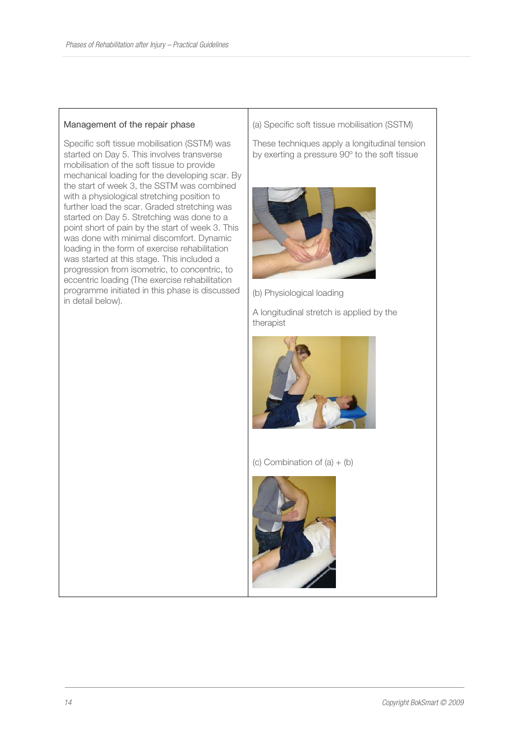| Management of the repair phase | (a) Specific soft tissue mobilisation (SSTM) |
| --- | --- |
| Specific soft tissue mobilisation (SSTM) was started on Day 5. This involves transverse mobilisation of the soft tissue to provide mechanical loading for the developing scar. By the start of week 3, the SSTM was combined with a physiological stretching position to further load the scar. Graded stretching was started on Day 5. Stretching was done to a point short of pain by the start of week 3. This was done with minimal discomfort. Dynamic loading in the form of exercise rehabilitation was started at this stage. This included a progression from isometric, to concentric, to eccentric loading (The exercise rehabilitation programme initiated in this phase is discussed in detail below). | These techniques apply a longitudinal tension by exerting a pressure 90º to the soft tissue<br><br>(b) Physiological loading<br><br>A longitudinal stretch is applied by the therapist<br><br>(c) Combination of (a) + (b) |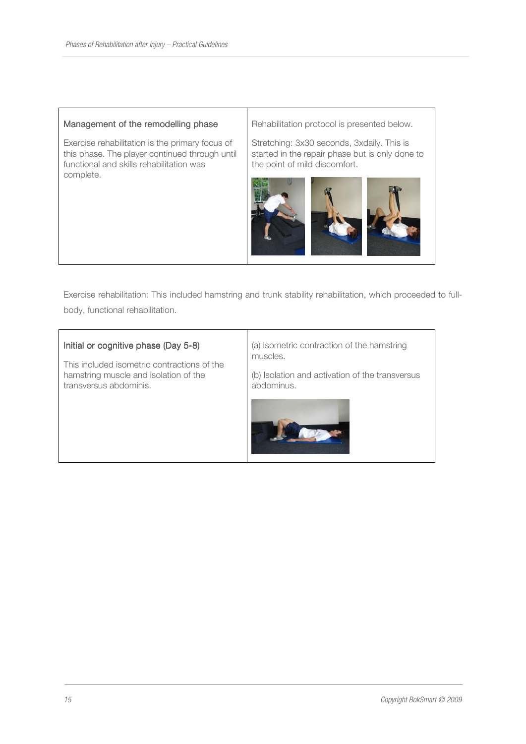| Management of the remodelling phase | Rehabilitation protocol is presented below. |
| --- | --- |
| Exercise rehabilitation is the primary focus of this phase. The player continued through until functional and skills rehabilitation was complete. | Stretching: 3x30 seconds, 3xdaily. This is started in the repair phase but is only done to the point of mild discomfort. |

Exercise rehabilitation: This included hamstring and trunk stability rehabilitation, which proceeded to full-body, functional rehabilitation.

| Initial or cognitive phase (Day 5-8) | (a) Isometric contraction of the hamstring muscles. |
| --- | --- |
| This included isometric contractions of the hamstring muscle and isolation of the transversus abdominis. | (b) Isolation and activation of the transversus abdominus. |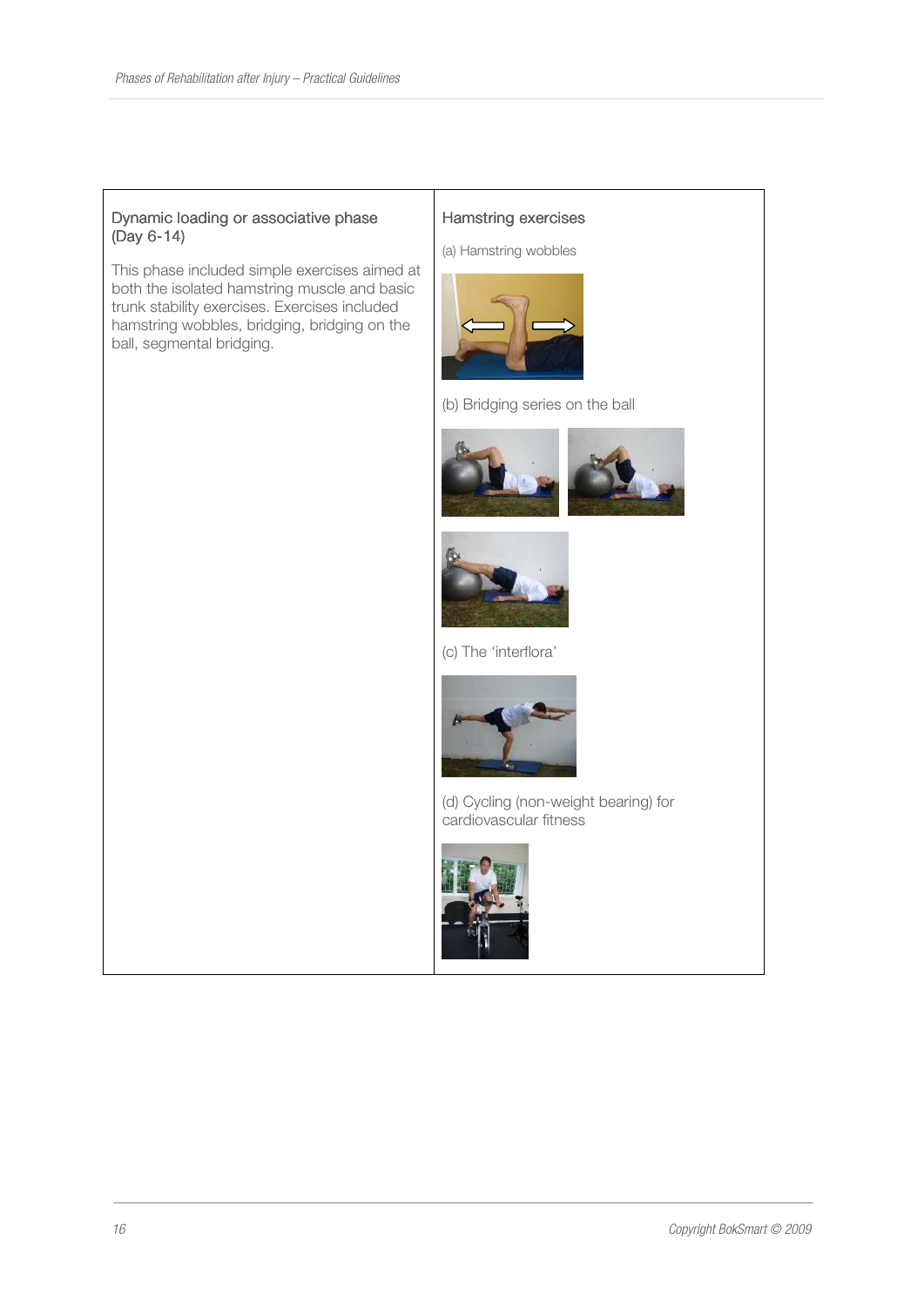| Dynamic loading or associative phase (Day 6-14) | Hamstring exercises |
| --- | --- |
| This phase included simple exercises aimed at both the isolated hamstring muscle and basic trunk stability exercises. Exercises included hamstring wobbles, bridging, bridging on the ball, segmental bridging. | (a) Hamstring wobbles<br><br>(b) Bridging series on the ball<br><br>(c) The 'interflora'<br><br>(d) Cycling (non-weight bearing) for cardiovascular fitness |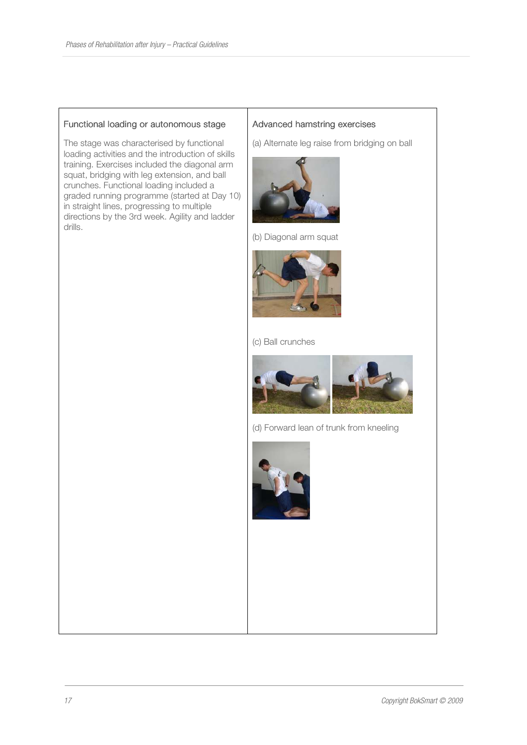| Functional loading or autonomous stage | Advanced hamstring exercises |
| --- | --- |
| The stage was characterised by functional loading activities and the introduction of skills training. Exercises included the diagonal arm squat, bridging with leg extension, and ball crunches. Functional loading included a graded running programme (started at Day 10) in straight lines, progressing to multiple directions by the 3rd week. Agility and ladder drills. | (a) Alternate leg raise from bridging on ball<br><br>(b) Diagonal arm squat<br><br>(c) Ball crunches<br><br>(d) Forward lean of trunk from kneeling |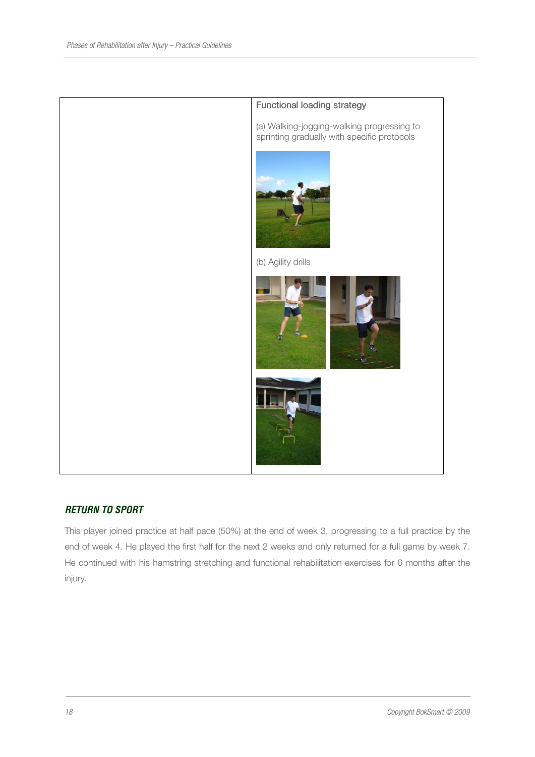| | Functional loading strategy<br><br>(a) Walking-jogging-walking progressing to sprinting gradually with specific protocols<br><br>(b) Agility drills |
|---|---|

## *RETURN TO SPORT*

This player joined practice at half pace (50%) at the end of week 3, progressing to a full practice by the end of week 4. He played the first half for the next 2 weeks and only returned for a full game by week 7. He continued with his hamstring stretching and functional rehabilitation exercises for 6 months after the injury.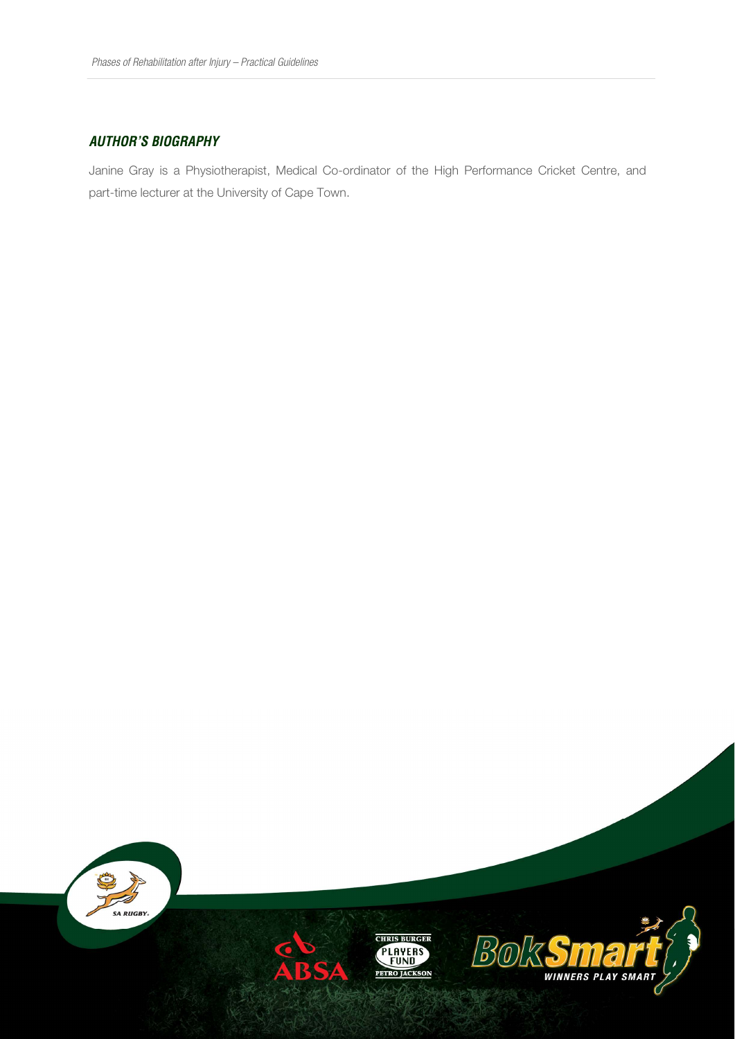### *AUTHOR'S BIOGRAPHY*

Janine Gray is a Physiotherapist, Medical Co-ordinator of the High Performance Cricket Centre, and part-time lecturer at the University of Cape Town.